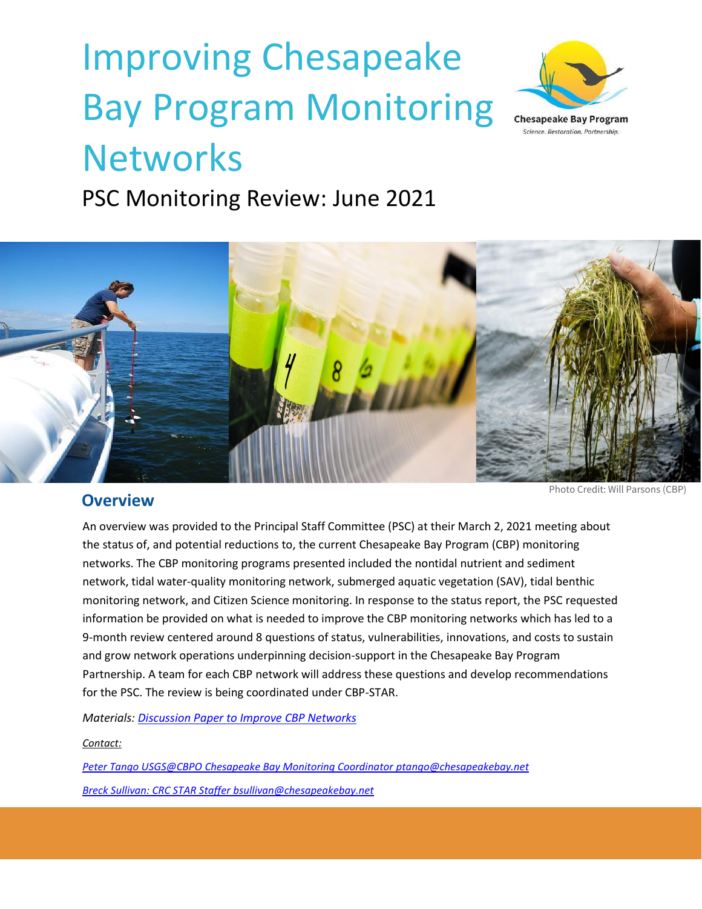# Improving Chesapeake Bay Program Monitoring Networks

Chesapeake Bay Program

Science. Restoration. Partnership.

## PSC Monitoring Review: June 2021

Photo Credit: Will Parsons (CBP)

### Overview

An overview was provided to the Principal Staff Committee (PSC) at their March 2, 2021 meeting about the status of, and potential reductions to, the current Chesapeake Bay Program (CBP) monitoring networks. The CBP monitoring programs presented included the nontidal nutrient and sediment network, tidal water-quality monitoring network, submerged aquatic vegetation (SAV), tidal benthic monitoring network, and Citizen Science monitoring. In response to the status report, the PSC requested information be provided on what is needed to improve the CBP monitoring networks which has led to a 9-month review centered around 8 questions of status, vulnerabilities, innovations, and costs to sustain and grow network operations underpinning decision-support in the Chesapeake Bay Program Partnership. A team for each CBP network will address these questions and develop recommendations for the PSC. The review is being coordinated under CBP-STAR.

*Materials: Discussion Paper to Improve CBP Networks*

*Contact:*

*Peter Tango USGS@CBPO Chesapeake Bay Monitoring Coordinator ptango@chesapeakebay.net*

*Breck Sullivan: CRC STAR Staffer bsullivan@chesapeakebay.net*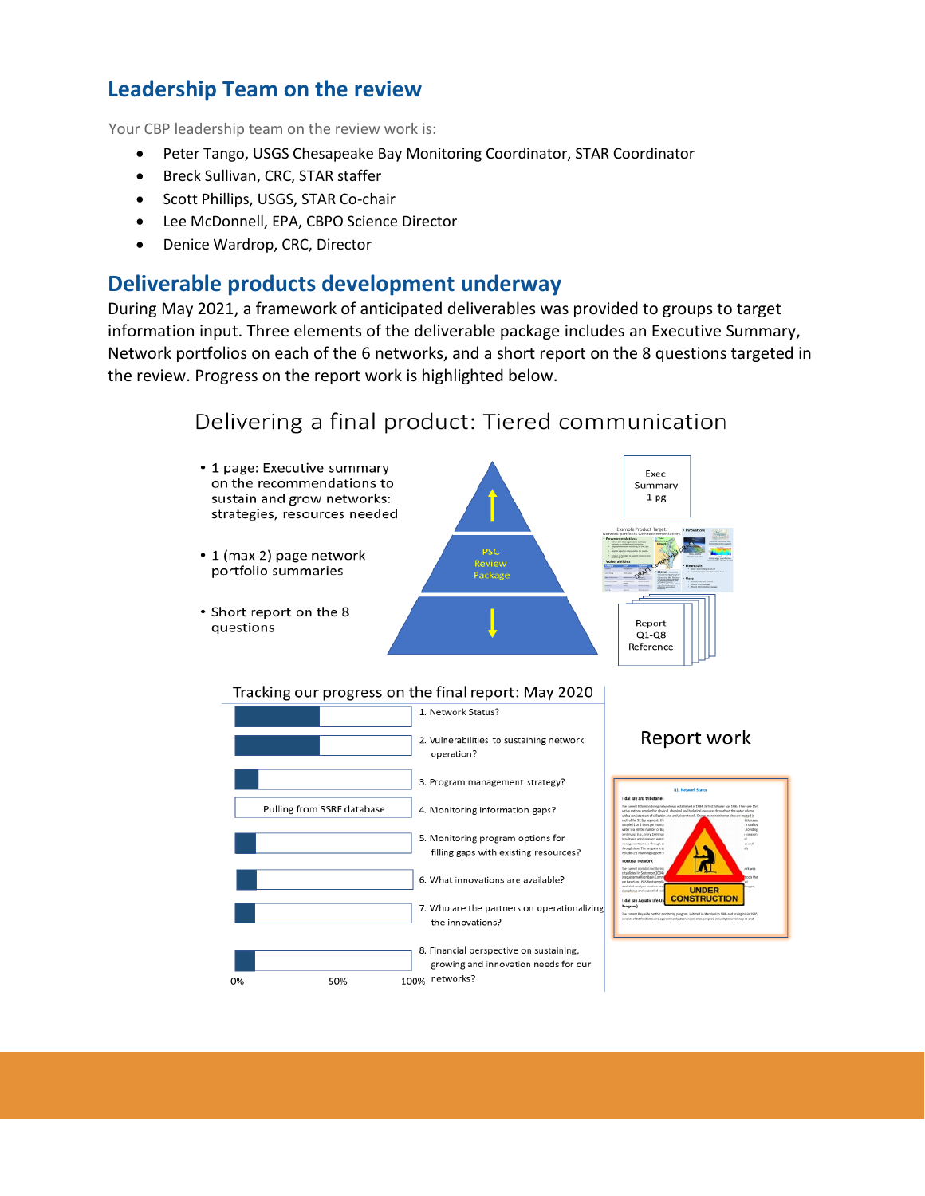## Leadership Team on the review

Your CBP leadership team on the review work is:

- Peter Tango, USGS Chesapeake Bay Monitoring Coordinator, STAR Coordinator
- Breck Sullivan, CRC, STAR staffer
- Scott Phillips, USGS, STAR Co-chair
- Lee McDonnell, EPA, CBPO Science Director
- Denice Wardrop, CRC, Director

## Deliverable products development underway

During May 2021, a framework of anticipated deliverables was provided to groups to target information input. Three elements of the deliverable package includes an Executive Summary, Network portfolios on each of the 6 networks, and a short report on the 8 questions targeted in the review. Progress on the report work is highlighted below.

### Delivering a final product: Tiered communication

- 1 page: Executive summary on the recommendations to sustain and grow networks: strategies, resources needed
- 1 (max 2) page network portfolio summaries
- Short report on the 8 questions

PSC Review Package

Exec Summary 1 pg

Report Q1-Q8 Reference

### Tracking our progress on the final report: May 2020

1. Network Status?
2. Vulnerabilities to sustaining network operation?
3. Program management strategy?
4. Monitoring information gaps? (Pulling from SSRF database)
5. Monitoring program options for filling gaps with existing resources?
6. What innovations are available?
7. Who are the partners on operationalizing the innovations?
8. Financial perspective on sustaining, growing and innovation needs for our networks?

0% 50% 100%

Report work

UNDER CONSTRUCTION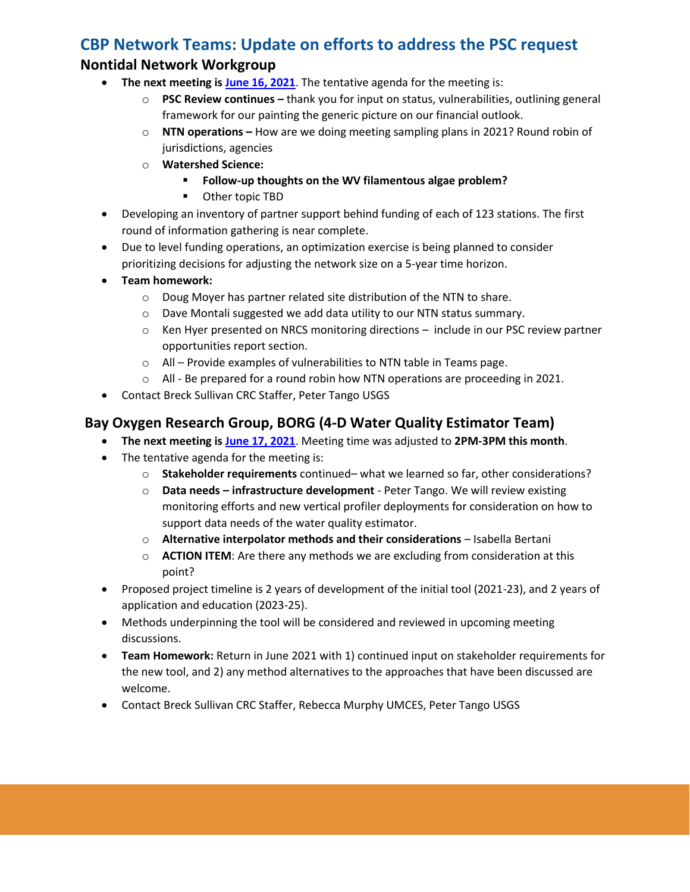## CBP Network Teams: Update on efforts to address the PSC request

### Nontidal Network Workgroup

- **The next meeting is [June 16, 2021](#)**. The tentative agenda for the meeting is:
  - **PSC Review continues –** thank you for input on status, vulnerabilities, outlining general framework for our painting the generic picture on our financial outlook.
  - **NTN operations –** How are we doing meeting sampling plans in 2021? Round robin of jurisdictions, agencies
  - **Watershed Science:**
    - **Follow-up thoughts on the WV filamentous algae problem?**
    - Other topic TBD
- Developing an inventory of partner support behind funding of each of 123 stations. The first round of information gathering is near complete.
- Due to level funding operations, an optimization exercise is being planned to consider prioritizing decisions for adjusting the network size on a 5-year time horizon.
- **Team homework:**
  - Doug Moyer has partner related site distribution of the NTN to share.
  - Dave Montali suggested we add data utility to our NTN status summary.
  - Ken Hyer presented on NRCS monitoring directions – include in our PSC review partner opportunities report section.
  - All – Provide examples of vulnerabilities to NTN table in Teams page.
  - All - Be prepared for a round robin how NTN operations are proceeding in 2021.
- Contact Breck Sullivan CRC Staffer, Peter Tango USGS

### Bay Oxygen Research Group, BORG (4-D Water Quality Estimator Team)

- **The next meeting is [June 17, 2021](#)**. Meeting time was adjusted to **2PM-3PM this month**.
- The tentative agenda for the meeting is:
  - **Stakeholder requirements** continued– what we learned so far, other considerations?
  - **Data needs – infrastructure development** - Peter Tango. We will review existing monitoring efforts and new vertical profiler deployments for consideration on how to support data needs of the water quality estimator.
  - **Alternative interpolator methods and their considerations** – Isabella Bertani
  - **ACTION ITEM**: Are there any methods we are excluding from consideration at this point?
- Proposed project timeline is 2 years of development of the initial tool (2021-23), and 2 years of application and education (2023-25).
- Methods underpinning the tool will be considered and reviewed in upcoming meeting discussions.
- **Team Homework:** Return in June 2021 with 1) continued input on stakeholder requirements for the new tool, and 2) any method alternatives to the approaches that have been discussed are welcome.
- Contact Breck Sullivan CRC Staffer, Rebecca Murphy UMCES, Peter Tango USGS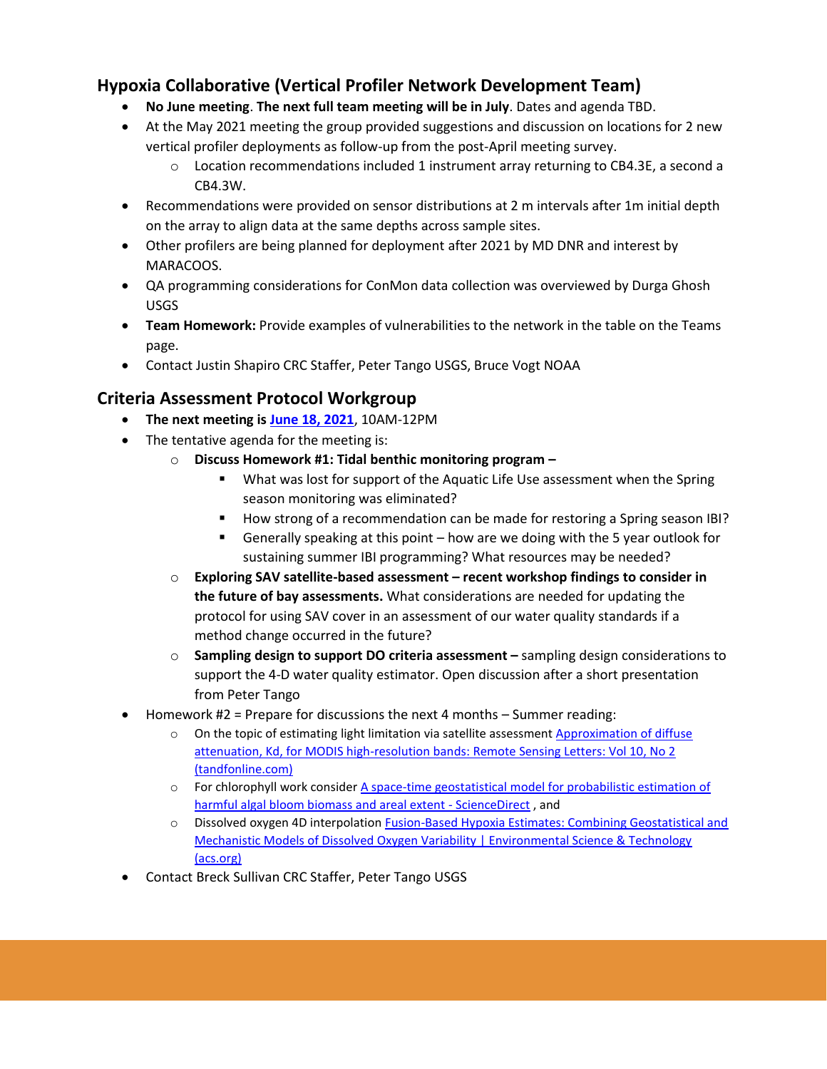## Hypoxia Collaborative (Vertical Profiler Network Development Team)

- **No June meeting**. **The next full team meeting will be in July**. Dates and agenda TBD.
- At the May 2021 meeting the group provided suggestions and discussion on locations for 2 new vertical profiler deployments as follow-up from the post-April meeting survey.
  - Location recommendations included 1 instrument array returning to CB4.3E, a second a CB4.3W.
- Recommendations were provided on sensor distributions at 2 m intervals after 1m initial depth on the array to align data at the same depths across sample sites.
- Other profilers are being planned for deployment after 2021 by MD DNR and interest by MARACOOS.
- QA programming considerations for ConMon data collection was overviewed by Durga Ghosh USGS
- **Team Homework:** Provide examples of vulnerabilities to the network in the table on the Teams page.
- Contact Justin Shapiro CRC Staffer, Peter Tango USGS, Bruce Vogt NOAA

## Criteria Assessment Protocol Workgroup

- **The next meeting is [June 18, 2021](#)**, 10AM-12PM
- The tentative agenda for the meeting is:
  - **Discuss Homework #1: Tidal benthic monitoring program –**
    - What was lost for support of the Aquatic Life Use assessment when the Spring season monitoring was eliminated?
    - How strong of a recommendation can be made for restoring a Spring season IBI?
    - Generally speaking at this point – how are we doing with the 5 year outlook for sustaining summer IBI programming? What resources may be needed?
  - **Exploring SAV satellite-based assessment – recent workshop findings to consider in the future of bay assessments.** What considerations are needed for updating the protocol for using SAV cover in an assessment of our water quality standards if a method change occurred in the future?
  - **Sampling design to support DO criteria assessment –** sampling design considerations to support the 4-D water quality estimator. Open discussion after a short presentation from Peter Tango
- Homework #2 = Prepare for discussions the next 4 months – Summer reading:
  - On the topic of estimating light limitation via satellite assessment [Approximation of diffuse attenuation, Kd, for MODIS high-resolution bands: Remote Sensing Letters: Vol 10, No 2 (tandfonline.com)](#)
  - For chlorophyll work consider [A space-time geostatistical model for probabilistic estimation of harmful algal bloom biomass and areal extent - ScienceDirect](#) , and
  - Dissolved oxygen 4D interpolation [Fusion-Based Hypoxia Estimates: Combining Geostatistical and Mechanistic Models of Dissolved Oxygen Variability | Environmental Science & Technology (acs.org)](#)
- Contact Breck Sullivan CRC Staffer, Peter Tango USGS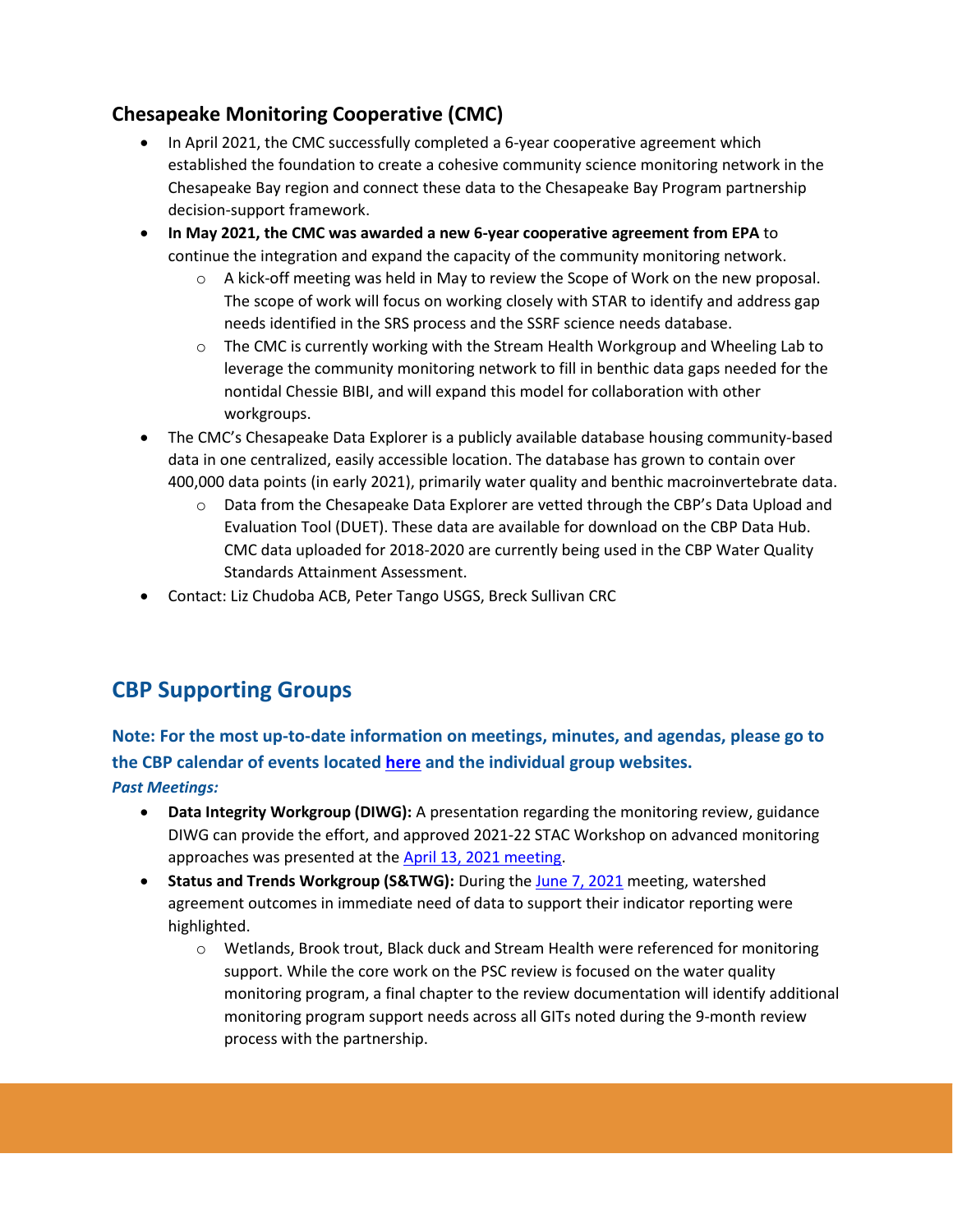## Chesapeake Monitoring Cooperative (CMC)

- In April 2021, the CMC successfully completed a 6-year cooperative agreement which established the foundation to create a cohesive community science monitoring network in the Chesapeake Bay region and connect these data to the Chesapeake Bay Program partnership decision-support framework.
- **In May 2021, the CMC was awarded a new 6-year cooperative agreement from EPA** to continue the integration and expand the capacity of the community monitoring network.
  - A kick-off meeting was held in May to review the Scope of Work on the new proposal. The scope of work will focus on working closely with STAR to identify and address gap needs identified in the SRS process and the SSRF science needs database.
  - The CMC is currently working with the Stream Health Workgroup and Wheeling Lab to leverage the community monitoring network to fill in benthic data gaps needed for the nontidal Chessie BIBI, and will expand this model for collaboration with other workgroups.
- The CMC's Chesapeake Data Explorer is a publicly available database housing community-based data in one centralized, easily accessible location. The database has grown to contain over 400,000 data points (in early 2021), primarily water quality and benthic macroinvertebrate data.
  - Data from the Chesapeake Data Explorer are vetted through the CBP's Data Upload and Evaluation Tool (DUET). These data are available for download on the CBP Data Hub. CMC data uploaded for 2018-2020 are currently being used in the CBP Water Quality Standards Attainment Assessment.
- Contact: Liz Chudoba ACB, Peter Tango USGS, Breck Sullivan CRC

## CBP Supporting Groups

### Note: For the most up-to-date information on meetings, minutes, and agendas, please go to the CBP calendar of events located here and the individual group websites.

***Past Meetings:***

- **Data Integrity Workgroup (DIWG):** A presentation regarding the monitoring review, guidance DIWG can provide the effort, and approved 2021-22 STAC Workshop on advanced monitoring approaches was presented at the April 13, 2021 meeting.
- **Status and Trends Workgroup (S&TWG):** During the June 7, 2021 meeting, watershed agreement outcomes in immediate need of data to support their indicator reporting were highlighted.
  - Wetlands, Brook trout, Black duck and Stream Health were referenced for monitoring support. While the core work on the PSC review is focused on the water quality monitoring program, a final chapter to the review documentation will identify additional monitoring program support needs across all GITs noted during the 9-month review process with the partnership.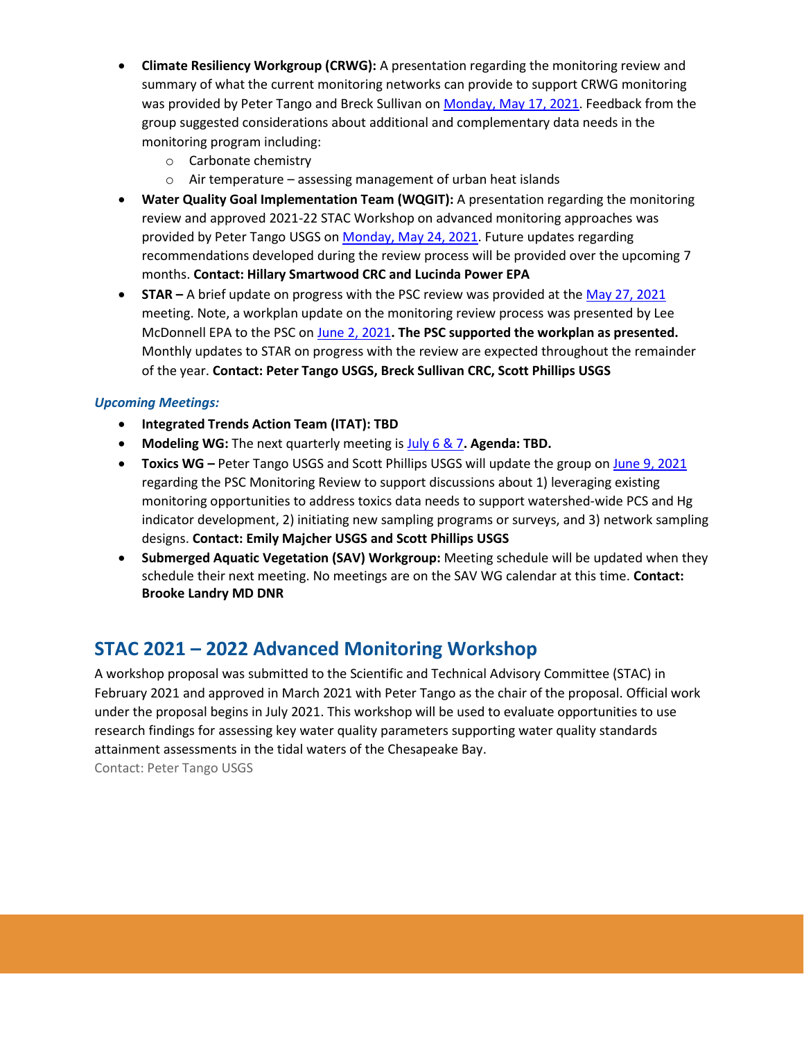- **Climate Resiliency Workgroup (CRWG):** A presentation regarding the monitoring review and summary of what the current monitoring networks can provide to support CRWG monitoring was provided by Peter Tango and Breck Sullivan on Monday, May 17, 2021. Feedback from the group suggested considerations about additional and complementary data needs in the monitoring program including:
  - Carbonate chemistry
  - Air temperature – assessing management of urban heat islands
- **Water Quality Goal Implementation Team (WQGIT):** A presentation regarding the monitoring review and approved 2021-22 STAC Workshop on advanced monitoring approaches was provided by Peter Tango USGS on Monday, May 24, 2021. Future updates regarding recommendations developed during the review process will be provided over the upcoming 7 months. **Contact: Hillary Smartwood CRC and Lucinda Power EPA**
- **STAR –** A brief update on progress with the PSC review was provided at the May 27, 2021 meeting. Note, a workplan update on the monitoring review process was presented by Lee McDonnell EPA to the PSC on June 2, 2021**. The PSC supported the workplan as presented.** Monthly updates to STAR on progress with the review are expected throughout the remainder of the year. **Contact: Peter Tango USGS, Breck Sullivan CRC, Scott Phillips USGS**

***Upcoming Meetings:***

- **Integrated Trends Action Team (ITAT): TBD**
- **Modeling WG:** The next quarterly meeting is July 6 & 7**. Agenda: TBD.**
- **Toxics WG –** Peter Tango USGS and Scott Phillips USGS will update the group on June 9, 2021 regarding the PSC Monitoring Review to support discussions about 1) leveraging existing monitoring opportunities to address toxics data needs to support watershed-wide PCS and Hg indicator development, 2) initiating new sampling programs or surveys, and 3) network sampling designs. **Contact: Emily Majcher USGS and Scott Phillips USGS**
- **Submerged Aquatic Vegetation (SAV) Workgroup:** Meeting schedule will be updated when they schedule their next meeting. No meetings are on the SAV WG calendar at this time. **Contact: Brooke Landry MD DNR**

## STAC 2021 – 2022 Advanced Monitoring Workshop

A workshop proposal was submitted to the Scientific and Technical Advisory Committee (STAC) in February 2021 and approved in March 2021 with Peter Tango as the chair of the proposal. Official work under the proposal begins in July 2021. This workshop will be used to evaluate opportunities to use research findings for assessing key water quality parameters supporting water quality standards attainment assessments in the tidal waters of the Chesapeake Bay.

Contact: Peter Tango USGS